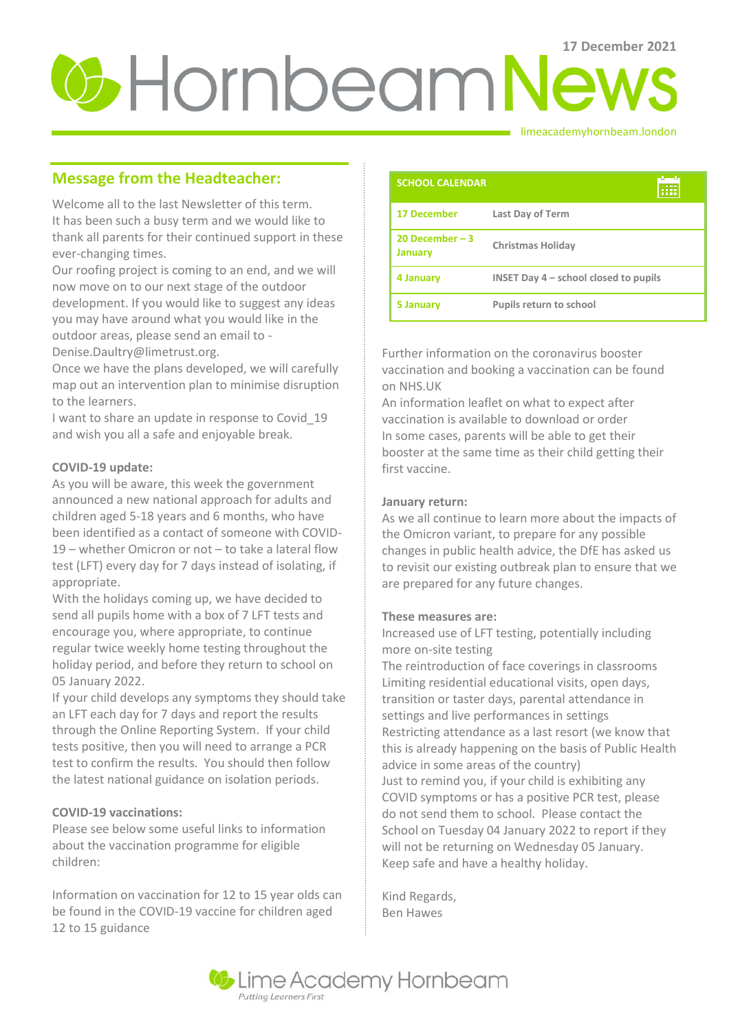17 December 2021

# Hornbeam News

limeacademyhornbeam.london

## Message from the Headteacher:

Welcome all to the last Newsletter of this term.
It has been such a busy term and we would like to thank all parents for their continued support in these ever-changing times.
Our roofing project is coming to an end, and we will now move on to our next stage of the outdoor development. If you would like to suggest any ideas you may have around what you would like in the outdoor areas, please send an email to - Denise.Daultry@limetrust.org.
Once we have the plans developed, we will carefully map out an intervention plan to minimise disruption to the learners.
I want to share an update in response to Covid_19 and wish you all a safe and enjoyable break.

**COVID-19 update:**
As you will be aware, this week the government announced a new national approach for adults and children aged 5-18 years and 6 months, who have been identified as a contact of someone with COVID-19 – whether Omicron or not – to take a lateral flow test (LFT) every day for 7 days instead of isolating, if appropriate.
With the holidays coming up, we have decided to send all pupils home with a box of 7 LFT tests and encourage you, where appropriate, to continue regular twice weekly home testing throughout the holiday period, and before they return to school on 05 January 2022.
If your child develops any symptoms they should take an LFT each day for 7 days and report the results through the Online Reporting System. If your child tests positive, then you will need to arrange a PCR test to confirm the results. You should then follow the latest national guidance on isolation periods.

**COVID-19 vaccinations:**
Please see below some useful links to information about the vaccination programme for eligible children:

Information on vaccination for 12 to 15 year olds can be found in the COVID-19 vaccine for children aged 12 to 15 guidance

| SCHOOL CALENDAR | |
|---|---|
| 17 December | Last Day of Term |
| 20 December – 3 January | Christmas Holiday |
| 4 January | INSET Day 4 – school closed to pupils |
| 5 January | Pupils return to school |

Further information on the coronavirus booster vaccination and booking a vaccination can be found on NHS.UK
An information leaflet on what to expect after vaccination is available to download or order
In some cases, parents will be able to get their booster at the same time as their child getting their first vaccine.

**January return:**
As we all continue to learn more about the impacts of the Omicron variant, to prepare for any possible changes in public health advice, the DfE has asked us to revisit our existing outbreak plan to ensure that we are prepared for any future changes.

**These measures are:**
Increased use of LFT testing, potentially including more on-site testing
The reintroduction of face coverings in classrooms
Limiting residential educational visits, open days, transition or taster days, parental attendance in settings and live performances in settings
Restricting attendance as a last resort (we know that this is already happening on the basis of Public Health advice in some areas of the country)
Just to remind you, if your child is exhibiting any COVID symptoms or has a positive PCR test, please do not send them to school. Please contact the School on Tuesday 04 January 2022 to report if they will not be returning on Wednesday 05 January.
Keep safe and have a healthy holiday.

Kind Regards,
Ben Hawes

Lime Academy Hornbeam
*Putting Learners First*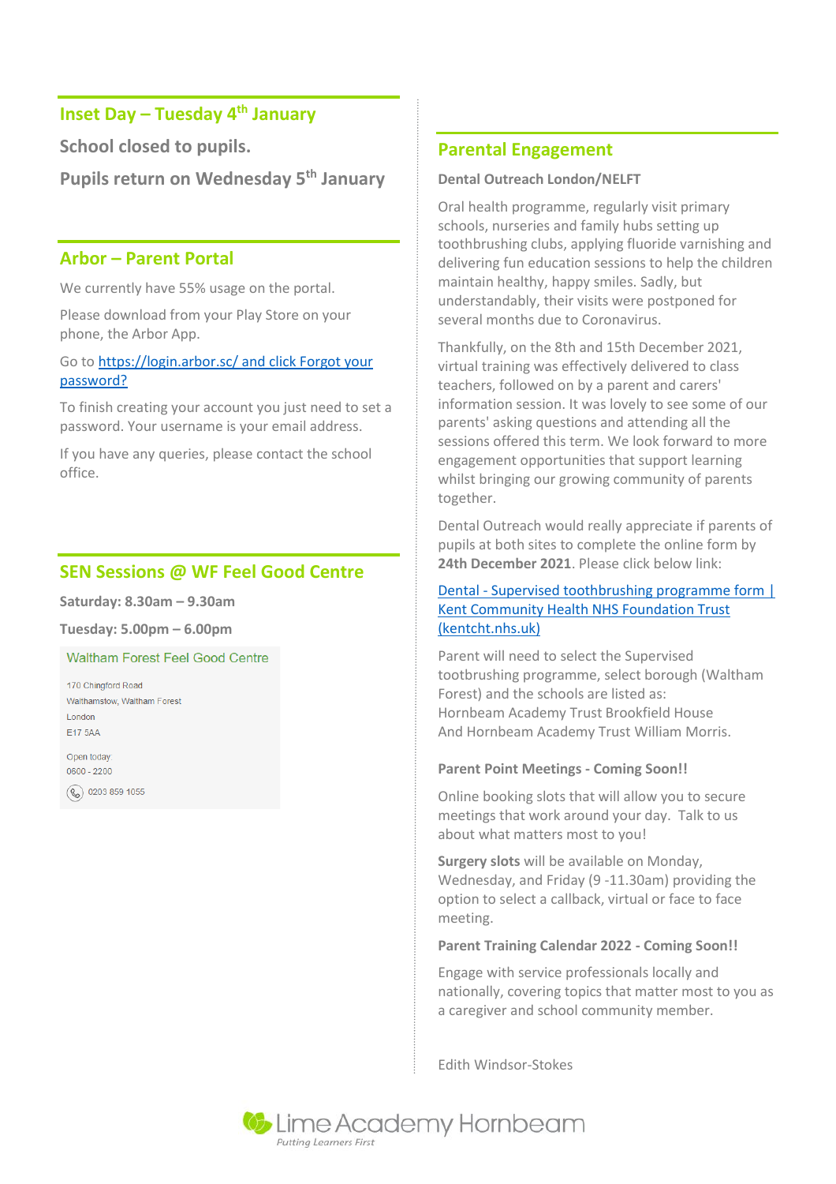## Inset Day – Tuesday 4th January

**School closed to pupils.**

**Pupils return on Wednesday 5th January**

## Arbor – Parent Portal

We currently have 55% usage on the portal.

Please download from your Play Store on your phone, the Arbor App.

Go to [https://login.arbor.sc/ and click Forgot your password?](https://login.arbor.sc/)

To finish creating your account you just need to set a password. Your username is your email address.

If you have any queries, please contact the school office.

## SEN Sessions @ WF Feel Good Centre

**Saturday: 8.30am – 9.30am**

**Tuesday: 5.00pm – 6.00pm**

Waltham Forest Feel Good Centre

170 Chingford Road
Walthamstow, Waltham Forest
London
E17 5AA

Open today:
0600 - 2200

0203 859 1055

## Parental Engagement

**Dental Outreach London/NELFT**

Oral health programme, regularly visit primary schools, nurseries and family hubs setting up toothbrushing clubs, applying fluoride varnishing and delivering fun education sessions to help the children maintain healthy, happy smiles. Sadly, but understandably, their visits were postponed for several months due to Coronavirus.

Thankfully, on the 8th and 15th December 2021, virtual training was effectively delivered to class teachers, followed on by a parent and carers' information session. It was lovely to see some of our parents' asking questions and attending all the sessions offered this term. We look forward to more engagement opportunities that support learning whilst bringing our growing community of parents together.

Dental Outreach would really appreciate if parents of pupils at both sites to complete the online form by **24th December 2021**. Please click below link:

[Dental - Supervised toothbrushing programme form | Kent Community Health NHS Foundation Trust (kentcht.nhs.uk)](https://kentcht.nhs.uk)

Parent will need to select the Supervised toothbrushing programme, select borough (Waltham Forest) and the schools are listed as:
Hornbeam Academy Trust Brookfield House
And Hornbeam Academy Trust William Morris.

**Parent Point Meetings - Coming Soon!!**

Online booking slots that will allow you to secure meetings that work around your day. Talk to us about what matters most to you!

**Surgery slots** will be available on Monday, Wednesday, and Friday (9 -11.30am) providing the option to select a callback, virtual or face to face meeting.

**Parent Training Calendar 2022 - Coming Soon!!**

Engage with service professionals locally and nationally, covering topics that matter most to you as a caregiver and school community member.

Edith Windsor-Stokes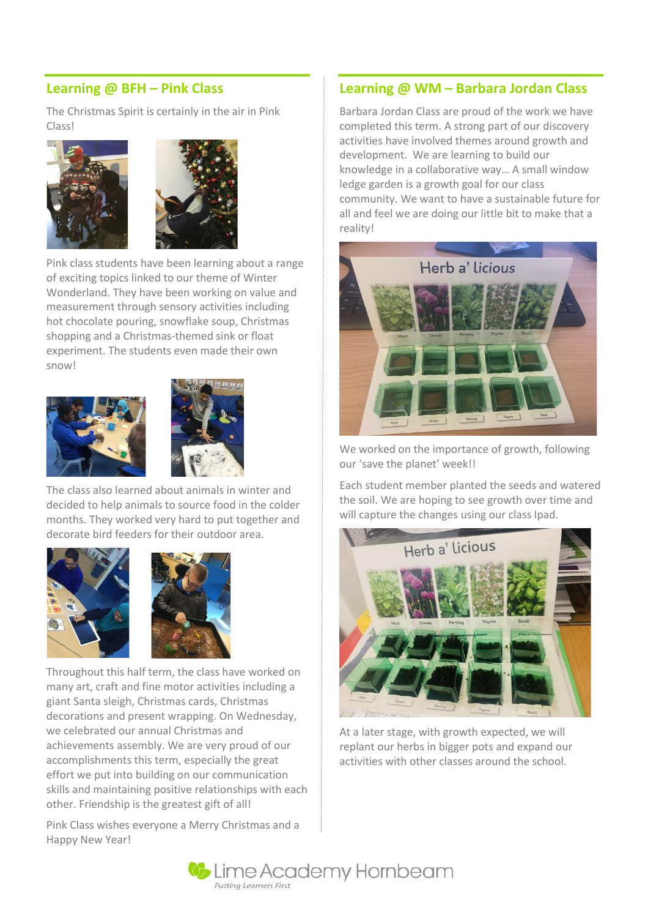## Learning @ BFH – Pink Class

The Christmas Spirit is certainly in the air in Pink Class!

Pink class students have been learning about a range of exciting topics linked to our theme of Winter Wonderland. They have been working on value and measurement through sensory activities including hot chocolate pouring, snowflake soup, Christmas shopping and a Christmas-themed sink or float experiment. The students even made their own snow!

The class also learned about animals in winter and decided to help animals to source food in the colder months. They worked very hard to put together and decorate bird feeders for their outdoor area.

Throughout this half term, the class have worked on many art, craft and fine motor activities including a giant Santa sleigh, Christmas cards, Christmas decorations and present wrapping. On Wednesday, we celebrated our annual Christmas and achievements assembly. We are very proud of our accomplishments this term, especially the great effort we put into building on our communication skills and maintaining positive relationships with each other. Friendship is the greatest gift of all!

Pink Class wishes everyone a Merry Christmas and a Happy New Year!

## Learning @ WM – Barbara Jordan Class

Barbara Jordan Class are proud of the work we have completed this term. A strong part of our discovery activities have involved themes around growth and development. We are learning to build our knowledge in a collaborative way… A small window ledge garden is a growth goal for our class community. We want to have a sustainable future for all and feel we are doing our little bit to make that a reality!

We worked on the importance of growth, following our 'save the planet' week!!

Each student member planted the seeds and watered the soil. We are hoping to see growth over time and will capture the changes using our class Ipad.

At a later stage, with growth expected, we will replant our herbs in bigger pots and expand our activities with other classes around the school.